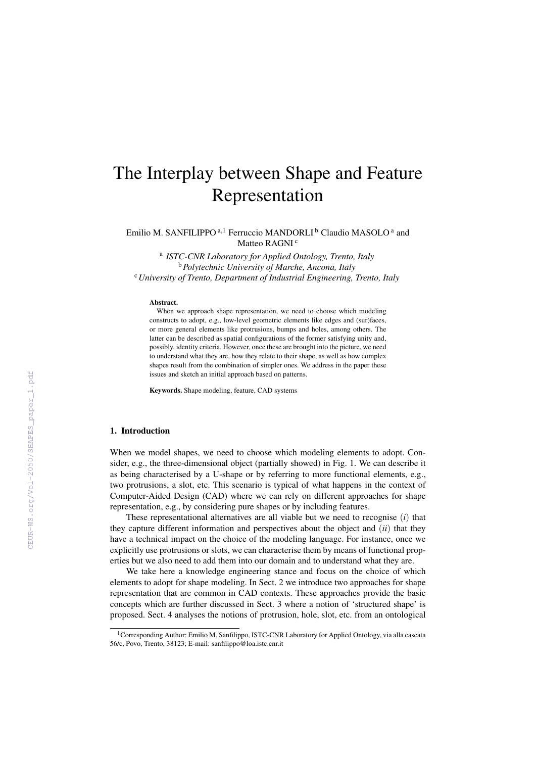# The Interplay between Shape and Feature Representation

Emilio M. SANFILIPPO [a,1] Ferruccio MANDORLI [b] Claudio MASOLO [a] and Matteo RAGNI [c]

[a] *ISTC-CNR Laboratory for Applied Ontology, Trento, Italy*
[b] *Polytechnic University of Marche, Ancona, Italy*
[c] *University of Trento, Department of Industrial Engineering, Trento, Italy*

**Abstract.**
When we approach shape representation, we need to choose which modeling constructs to adopt, e.g., low-level geometric elements like edges and (sur)faces, or more general elements like protrusions, bumps and holes, among others. The latter can be described as spatial configurations of the former satisfying unity and, possibly, identity criteria. However, once these are brought into the picture, we need to understand what they are, how they relate to their shape, as well as how complex shapes result from the combination of simpler ones. We address in the paper these issues and sketch an initial approach based on patterns.

**Keywords.** Shape modeling, feature, CAD systems

## 1. Introduction

When we model shapes, we need to choose which modeling elements to adopt. Consider, e.g., the three-dimensional object (partially showed) in Fig. 1. We can describe it as being characterised by a U-shape or by referring to more functional elements, e.g., two protrusions, a slot, etc. This scenario is typical of what happens in the context of Computer-Aided Design (CAD) where we can rely on different approaches for shape representation, e.g., by considering pure shapes or by including features.

These representational alternatives are all viable but we need to recognise (*i*) that they capture different information and perspectives about the object and (*ii*) that they have a technical impact on the choice of the modeling language. For instance, once we explicitly use protrusions or slots, we can characterise them by means of functional properties but we also need to add them into our domain and to understand what they are.

We take here a knowledge engineering stance and focus on the choice of which elements to adopt for shape modeling. In Sect. 2 we introduce two approaches for shape representation that are common in CAD contexts. These approaches provide the basic concepts which are further discussed in Sect. 3 where a notion of 'structured shape' is proposed. Sect. 4 analyses the notions of protrusion, hole, slot, etc. from an ontological

[1] Corresponding Author: Emilio M. Sanfilippo, ISTC-CNR Laboratory for Applied Ontology, via alla cascata 56/c, Povo, Trento, 38123; E-mail: sanfilippo@loa.istc.cnr.it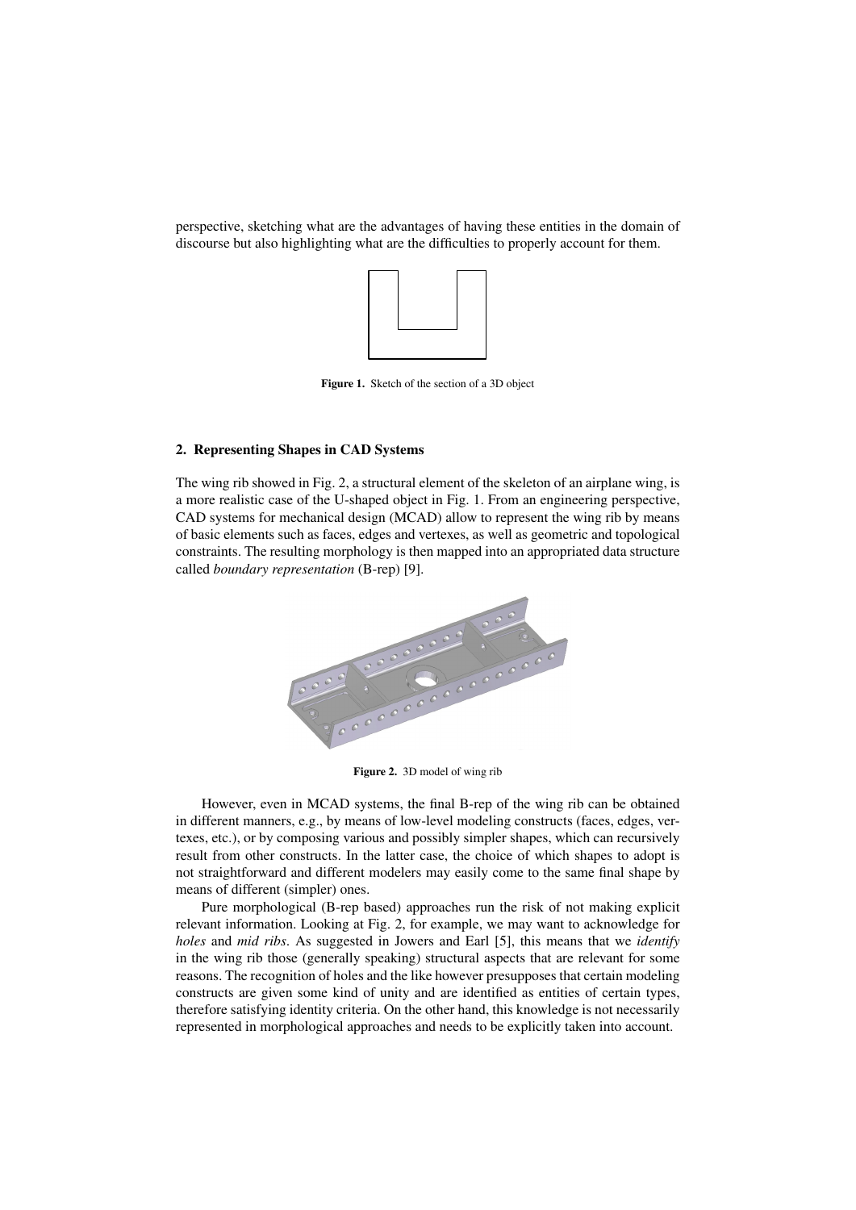perspective, sketching what are the advantages of having these entities in the domain of discourse but also highlighting what are the difficulties to properly account for them.

**Figure 1.** Sketch of the section of a 3D object

## 2. Representing Shapes in CAD Systems

The wing rib showed in Fig. 2, a structural element of the skeleton of an airplane wing, is a more realistic case of the U-shaped object in Fig. 1. From an engineering perspective, CAD systems for mechanical design (MCAD) allow to represent the wing rib by means of basic elements such as faces, edges and vertexes, as well as geometric and topological constraints. The resulting morphology is then mapped into an appropriated data structure called *boundary representation* (B-rep) [9].

**Figure 2.** 3D model of wing rib

However, even in MCAD systems, the final B-rep of the wing rib can be obtained in different manners, e.g., by means of low-level modeling constructs (faces, edges, vertexes, etc.), or by composing various and possibly simpler shapes, which can recursively result from other constructs. In the latter case, the choice of which shapes to adopt is not straightforward and different modelers may easily come to the same final shape by means of different (simpler) ones.

Pure morphological (B-rep based) approaches run the risk of not making explicit relevant information. Looking at Fig. 2, for example, we may want to acknowledge for *holes* and *mid ribs*. As suggested in Jowers and Earl [5], this means that we *identify* in the wing rib those (generally speaking) structural aspects that are relevant for some reasons. The recognition of holes and the like however presupposes that certain modeling constructs are given some kind of unity and are identified as entities of certain types, therefore satisfying identity criteria. On the other hand, this knowledge is not necessarily represented in morphological approaches and needs to be explicitly taken into account.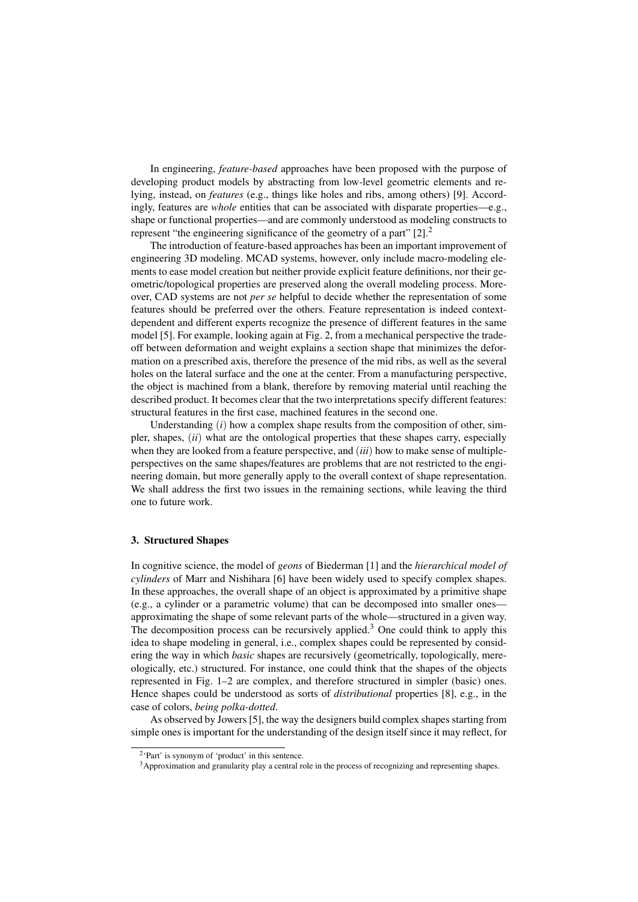In engineering, *feature-based* approaches have been proposed with the purpose of developing product models by abstracting from low-level geometric elements and relying, instead, on *features* (e.g., things like holes and ribs, among others) [9]. Accordingly, features are *whole* entities that can be associated with disparate properties—e.g., shape or functional properties—and are commonly understood as modeling constructs to represent "the engineering significance of the geometry of a part" [2].[2]

The introduction of feature-based approaches has been an important improvement of engineering 3D modeling. MCAD systems, however, only include macro-modeling elements to ease model creation but neither provide explicit feature definitions, nor their geometric/topological properties are preserved along the overall modeling process. Moreover, CAD systems are not *per se* helpful to decide whether the representation of some features should be preferred over the others. Feature representation is indeed context-dependent and different experts recognize the presence of different features in the same model [5]. For example, looking again at Fig. 2, from a mechanical perspective the trade-off between deformation and weight explains a section shape that minimizes the deformation on a prescribed axis, therefore the presence of the mid ribs, as well as the several holes on the lateral surface and the one at the center. From a manufacturing perspective, the object is machined from a blank, therefore by removing material until reaching the described product. It becomes clear that the two interpretations specify different features: structural features in the first case, machined features in the second one.

Understanding (*i*) how a complex shape results from the composition of other, simpler, shapes, (*ii*) what are the ontological properties that these shapes carry, especially when they are looked from a feature perspective, and (*iii*) how to make sense of multiple-perspectives on the same shapes/features are problems that are not restricted to the engineering domain, but more generally apply to the overall context of shape representation. We shall address the first two issues in the remaining sections, while leaving the third one to future work.

## 3. Structured Shapes

In cognitive science, the model of *geons* of Biederman [1] and the *hierarchical model of cylinders* of Marr and Nishihara [6] have been widely used to specify complex shapes. In these approaches, the overall shape of an object is approximated by a primitive shape (e.g., a cylinder or a parametric volume) that can be decomposed into smaller ones—approximating the shape of some relevant parts of the whole—structured in a given way. The decomposition process can be recursively applied.[3] One could think to apply this idea to shape modeling in general, i.e., complex shapes could be represented by considering the way in which *basic* shapes are recursively (geometrically, topologically, mereologically, etc.) structured. For instance, one could think that the shapes of the objects represented in Fig. 1–2 are complex, and therefore structured in simpler (basic) ones. Hence shapes could be understood as sorts of *distributional* properties [8], e.g., in the case of colors, *being polka-dotted*.

As observed by Jowers [5], the way the designers build complex shapes starting from simple ones is important for the understanding of the design itself since it may reflect, for

[2] 'Part' is synonym of 'product' in this sentence.

[3] Approximation and granularity play a central role in the process of recognizing and representing shapes.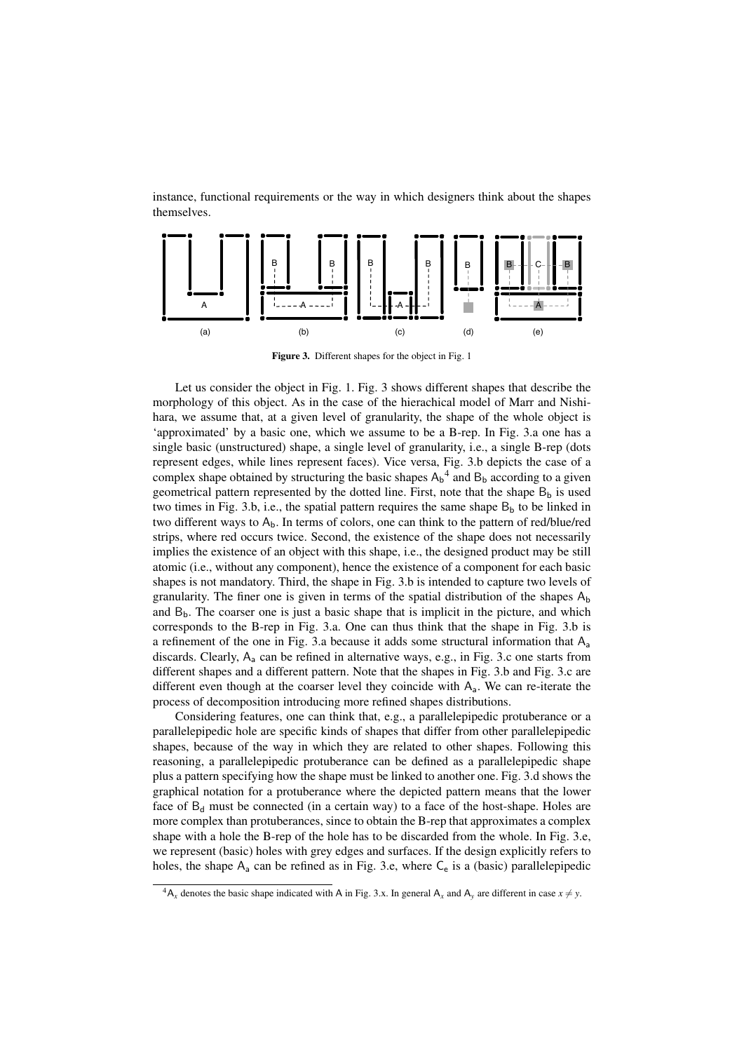instance, functional requirements or the way in which designers think about the shapes themselves.

**Figure 3.** Different shapes for the object in Fig. 1

Let us consider the object in Fig. 1. Fig. 3 shows different shapes that describe the morphology of this object. As in the case of the hierachical model of Marr and Nishihara, we assume that, at a given level of granularity, the shape of the whole object is 'approximated' by a basic one, which we assume to be a B-rep. In Fig. 3.a one has a single basic (unstructured) shape, a single level of granularity, i.e., a single B-rep (dots represent edges, while lines represent faces). Vice versa, Fig. 3.b depicts the case of a complex shape obtained by structuring the basic shapes $\mathsf{A_b}$[4] and $\mathsf{B_b}$ according to a given geometrical pattern represented by the dotted line. First, note that the shape $\mathsf{B_b}$ is used two times in Fig. 3.b, i.e., the spatial pattern requires the same shape $\mathsf{B_b}$ to be linked in two different ways to $\mathsf{A_b}$. In terms of colors, one can think to the pattern of red/blue/red strips, where red occurs twice. Second, the existence of the shape does not necessarily implies the existence of an object with this shape, i.e., the designed product may be still atomic (i.e., without any component), hence the existence of a component for each basic shapes is not mandatory. Third, the shape in Fig. 3.b is intended to capture two levels of granularity. The finer one is given in terms of the spatial distribution of the shapes $\mathsf{A_b}$ and $\mathsf{B_b}$. The coarser one is just a basic shape that is implicit in the picture, and which corresponds to the B-rep in Fig. 3.a. One can thus think that the shape in Fig. 3.b is a refinement of the one in Fig. 3.a because it adds some structural information that $\mathsf{A_a}$ discards. Clearly, $\mathsf{A_a}$ can be refined in alternative ways, e.g., in Fig. 3.c one starts from different shapes and a different pattern. Note that the shapes in Fig. 3.b and Fig. 3.c are different even though at the coarser level they coincide with $\mathsf{A_a}$. We can re-iterate the process of decomposition introducing more refined shapes distributions.

Considering features, one can think that, e.g., a parallelepipedic protuberance or a parallelepipedic hole are specific kinds of shapes that differ from other parallelepipedic shapes, because of the way in which they are related to other shapes. Following this reasoning, a parallelepipedic protuberance can be defined as a parallelepipedic shape plus a pattern specifying how the shape must be linked to another one. Fig. 3.d shows the graphical notation for a protuberance where the depicted pattern means that the lower face of $\mathsf{B_d}$ must be connected (in a certain way) to a face of the host-shape. Holes are more complex than protuberances, since to obtain the B-rep that approximates a complex shape with a hole the B-rep of the hole has to be discarded from the whole. In Fig. 3.e, we represent (basic) holes with grey edges and surfaces. If the design explicitly refers to holes, the shape $\mathsf{A_a}$ can be refined as in Fig. 3.e, where $\mathsf{C_e}$ is a (basic) parallelepipedic

[4] $\mathsf{A}_x$ denotes the basic shape indicated with A in Fig. 3.x. In general $\mathsf{A}_x$ and $\mathsf{A}_y$ are different in case $x \neq y$.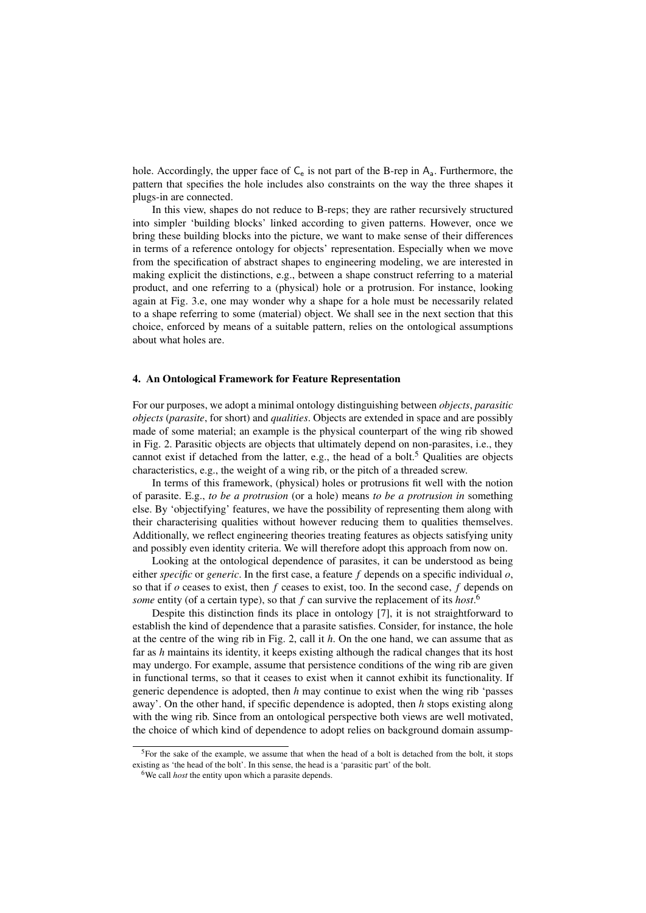hole. Accordingly, the upper face of $\mathsf{C}_\mathsf{e}$ is not part of the B-rep in $\mathsf{A}_\mathsf{a}$. Furthermore, the pattern that specifies the hole includes also constraints on the way the three shapes it plugs-in are connected.

In this view, shapes do not reduce to B-reps; they are rather recursively structured into simpler 'building blocks' linked according to given patterns. However, once we bring these building blocks into the picture, we want to make sense of their differences in terms of a reference ontology for objects' representation. Especially when we move from the specification of abstract shapes to engineering modeling, we are interested in making explicit the distinctions, e.g., between a shape construct referring to a material product, and one referring to a (physical) hole or a protrusion. For instance, looking again at Fig. 3.e, one may wonder why a shape for a hole must be necessarily related to a shape referring to some (material) object. We shall see in the next section that this choice, enforced by means of a suitable pattern, relies on the ontological assumptions about what holes are.

## 4. An Ontological Framework for Feature Representation

For our purposes, we adopt a minimal ontology distinguishing between *objects*, *parasitic objects* (*parasite*, for short) and *qualities*. Objects are extended in space and are possibly made of some material; an example is the physical counterpart of the wing rib showed in Fig. 2. Parasitic objects are objects that ultimately depend on non-parasites, i.e., they cannot exist if detached from the latter, e.g., the head of a bolt.[5] Qualities are objects characteristics, e.g., the weight of a wing rib, or the pitch of a threaded screw.

In terms of this framework, (physical) holes or protrusions fit well with the notion of parasite. E.g., *to be a protrusion* (or a hole) means *to be a protrusion in* something else. By 'objectifying' features, we have the possibility of representing them along with their characterising qualities without however reducing them to qualities themselves. Additionally, we reflect engineering theories treating features as objects satisfying unity and possibly even identity criteria. We will therefore adopt this approach from now on.

Looking at the ontological dependence of parasites, it can be understood as being either *specific* or *generic*. In the first case, a feature $f$ depends on a specific individual $o$, so that if $o$ ceases to exist, then $f$ ceases to exist, too. In the second case, $f$ depends on *some* entity (of a certain type), so that $f$ can survive the replacement of its *host*.[6]

Despite this distinction finds its place in ontology [7], it is not straightforward to establish the kind of dependence that a parasite satisfies. Consider, for instance, the hole at the centre of the wing rib in Fig. 2, call it $h$. On the one hand, we can assume that as far as $h$ maintains its identity, it keeps existing although the radical changes that its host may undergo. For example, assume that persistence conditions of the wing rib are given in functional terms, so that it ceases to exist when it cannot exhibit its functionality. If generic dependence is adopted, then $h$ may continue to exist when the wing rib 'passes away'. On the other hand, if specific dependence is adopted, then $h$ stops existing along with the wing rib. Since from an ontological perspective both views are well motivated, the choice of which kind of dependence to adopt relies on background domain assump-

[5] For the sake of the example, we assume that when the head of a bolt is detached from the bolt, it stops existing as 'the head of the bolt'. In this sense, the head is a 'parasitic part' of the bolt.

[6] We call *host* the entity upon which a parasite depends.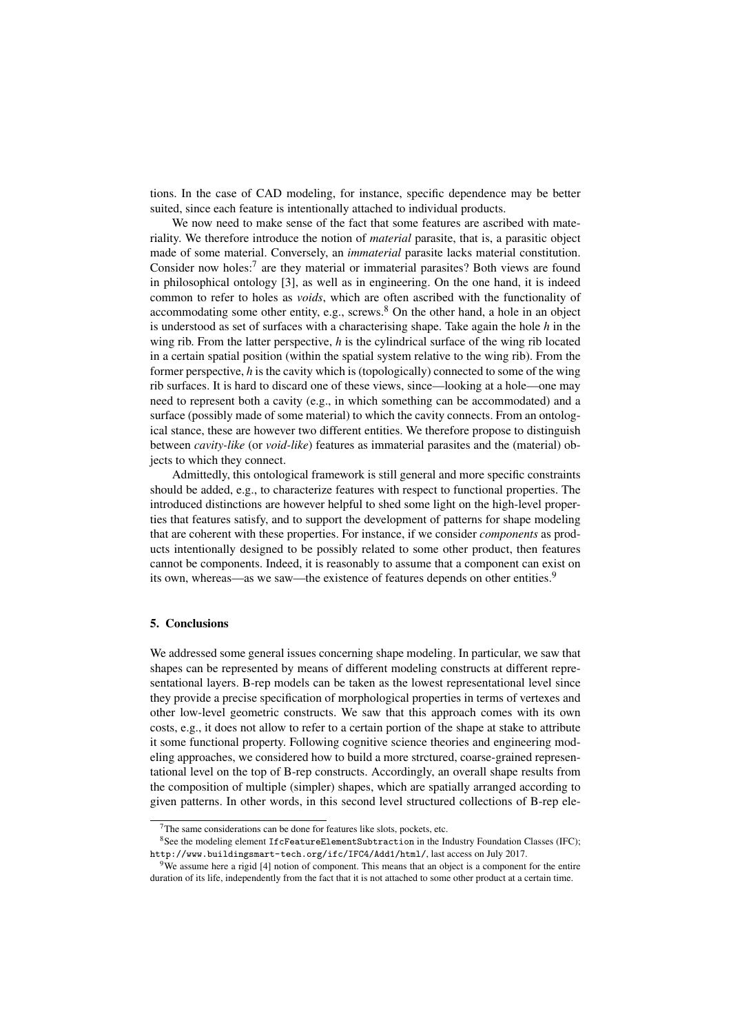tions. In the case of CAD modeling, for instance, specific dependence may be better suited, since each feature is intentionally attached to individual products.

We now need to make sense of the fact that some features are ascribed with materiality. We therefore introduce the notion of *material* parasite, that is, a parasitic object made of some material. Conversely, an *immaterial* parasite lacks material constitution. Consider now holes:[7] are they material or immaterial parasites? Both views are found in philosophical ontology [3], as well as in engineering. On the one hand, it is indeed common to refer to holes as *voids*, which are often ascribed with the functionality of accommodating some other entity, e.g., screws.[8] On the other hand, a hole in an object is understood as set of surfaces with a characterising shape. Take again the hole *h* in the wing rib. From the latter perspective, *h* is the cylindrical surface of the wing rib located in a certain spatial position (within the spatial system relative to the wing rib). From the former perspective, *h* is the cavity which is (topologically) connected to some of the wing rib surfaces. It is hard to discard one of these views, since—looking at a hole—one may need to represent both a cavity (e.g., in which something can be accommodated) and a surface (possibly made of some material) to which the cavity connects. From an ontological stance, these are however two different entities. We therefore propose to distinguish between *cavity-like* (or *void-like*) features as immaterial parasites and the (material) objects to which they connect.

Admittedly, this ontological framework is still general and more specific constraints should be added, e.g., to characterize features with respect to functional properties. The introduced distinctions are however helpful to shed some light on the high-level properties that features satisfy, and to support the development of patterns for shape modeling that are coherent with these properties. For instance, if we consider *components* as products intentionally designed to be possibly related to some other product, then features cannot be components. Indeed, it is reasonably to assume that a component can exist on its own, whereas—as we saw—the existence of features depends on other entities.[9]

## 5. Conclusions

We addressed some general issues concerning shape modeling. In particular, we saw that shapes can be represented by means of different modeling constructs at different representational layers. B-rep models can be taken as the lowest representational level since they provide a precise specification of morphological properties in terms of vertexes and other low-level geometric constructs. We saw that this approach comes with its own costs, e.g., it does not allow to refer to a certain portion of the shape at stake to attribute it some functional property. Following cognitive science theories and engineering modeling approaches, we considered how to build a more strctured, coarse-grained representational level on the top of B-rep constructs. Accordingly, an overall shape results from the composition of multiple (simpler) shapes, which are spatially arranged according to given patterns. In other words, in this second level structured collections of B-rep ele-

---

[7] The same considerations can be done for features like slots, pockets, etc.

[8] See the modeling element `IfcFeatureElementSubtraction` in the Industry Foundation Classes (IFC); `http://www.buildingsmart-tech.org/ifc/IFC4/Add1/html/`, last access on July 2017.

[9] We assume here a rigid [4] notion of component. This means that an object is a component for the entire duration of its life, independently from the fact that it is not attached to some other product at a certain time.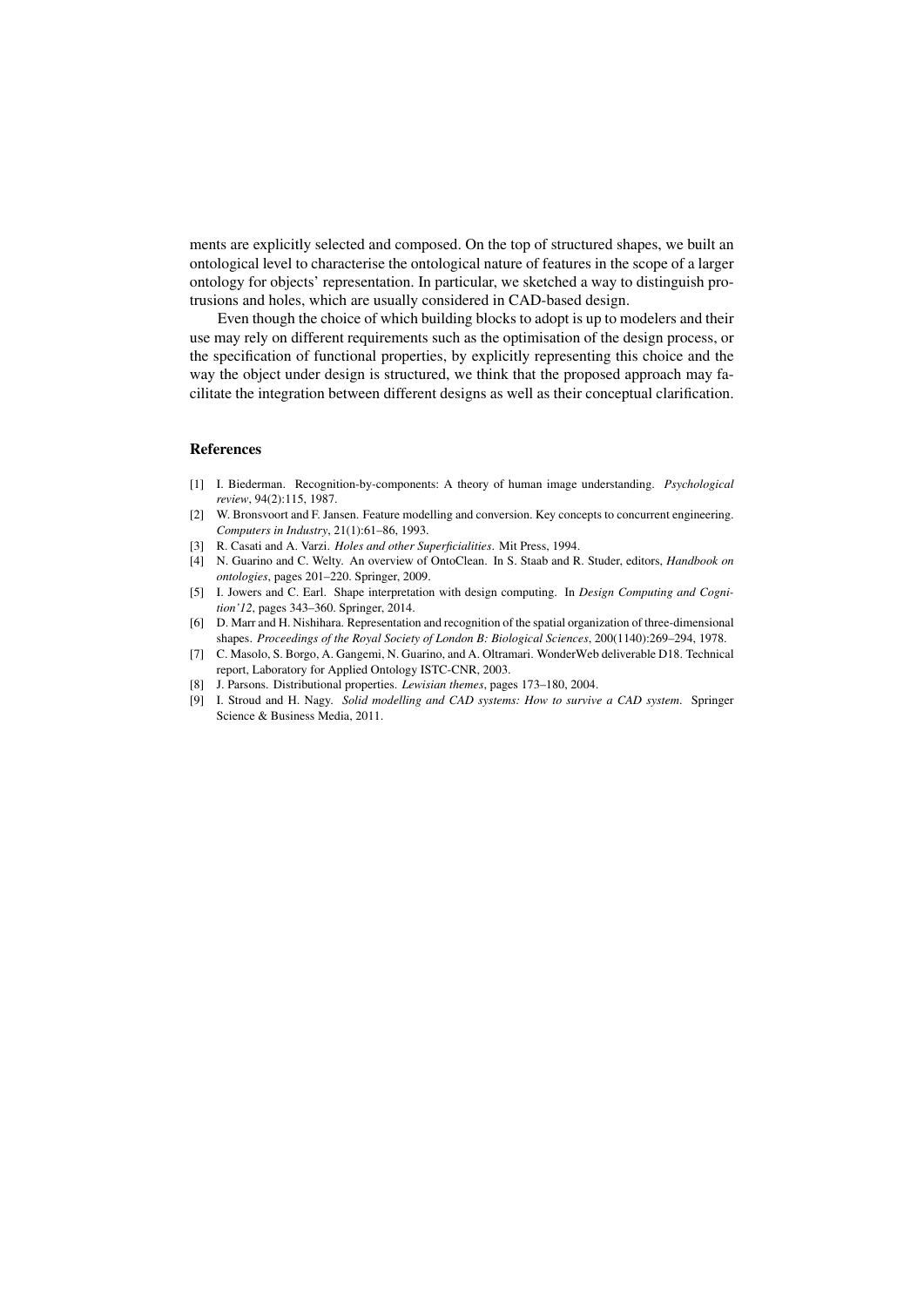ments are explicitly selected and composed. On the top of structured shapes, we built an ontological level to characterise the ontological nature of features in the scope of a larger ontology for objects' representation. In particular, we sketched a way to distinguish protrusions and holes, which are usually considered in CAD-based design.

Even though the choice of which building blocks to adopt is up to modelers and their use may rely on different requirements such as the optimisation of the design process, or the specification of functional properties, by explicitly representing this choice and the way the object under design is structured, we think that the proposed approach may facilitate the integration between different designs as well as their conceptual clarification.

## References

[1] I. Biederman. Recognition-by-components: A theory of human image understanding. *Psychological review*, 94(2):115, 1987.

[2] W. Bronsvoort and F. Jansen. Feature modelling and conversion. Key concepts to concurrent engineering. *Computers in Industry*, 21(1):61–86, 1993.

[3] R. Casati and A. Varzi. *Holes and other Superficialities*. Mit Press, 1994.

[4] N. Guarino and C. Welty. An overview of OntoClean. In S. Staab and R. Studer, editors, *Handbook on ontologies*, pages 201–220. Springer, 2009.

[5] I. Jowers and C. Earl. Shape interpretation with design computing. In *Design Computing and Cognition'12*, pages 343–360. Springer, 2014.

[6] D. Marr and H. Nishihara. Representation and recognition of the spatial organization of three-dimensional shapes. *Proceedings of the Royal Society of London B: Biological Sciences*, 200(1140):269–294, 1978.

[7] C. Masolo, S. Borgo, A. Gangemi, N. Guarino, and A. Oltramari. WonderWeb deliverable D18. Technical report, Laboratory for Applied Ontology ISTC-CNR, 2003.

[8] J. Parsons. Distributional properties. *Lewisian themes*, pages 173–180, 2004.

[9] I. Stroud and H. Nagy. *Solid modelling and CAD systems: How to survive a CAD system*. Springer Science & Business Media, 2011.